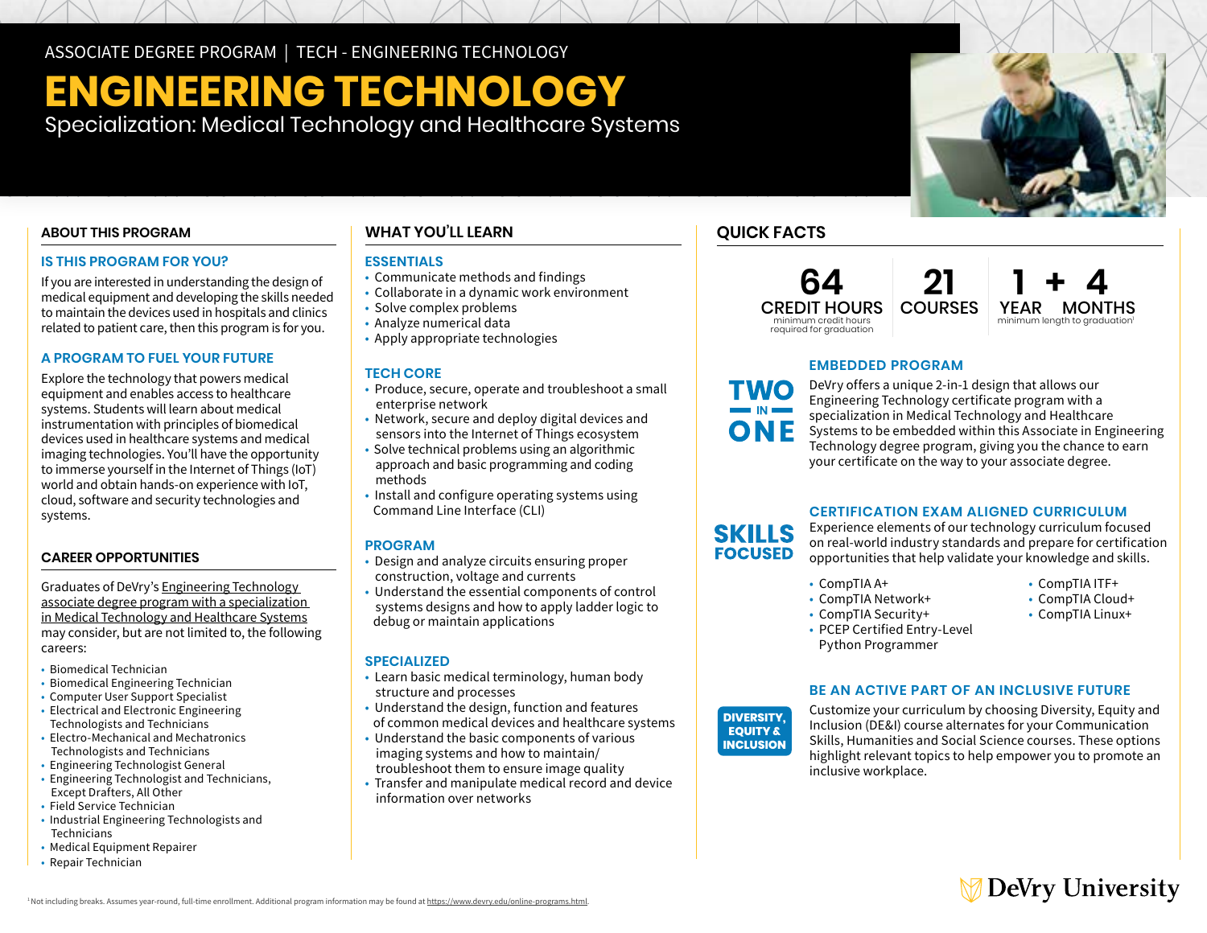ASSOCIATE DEGREE PROGRAM | TECH - ENGINEERING TECHNOLOGY

# ENGINEERING TECHNOLOGY

Specialization: Medical Technology and Healthcare Systems

## ABOUT THIS PROGRAM

### IS THIS PROGRAM FOR YOU?

If you are interested in understanding the design of medical equipment and developing the skills needed to maintain the devices used in hospitals and clinics related to patient care, then this program is for you.

### A PROGRAM TO FUEL YOUR FUTURE

Explore the technology that powers medical equipment and enables access to healthcare systems. Students will learn about medical instrumentation with principles of biomedical devices used in healthcare systems and medical imaging technologies. You'll have the opportunity to immerse yourself in the Internet of Things (IoT) world and obtain hands-on experience with IoT, cloud, software and security technologies and systems.

## CAREER OPPORTUNITIES

Graduates of DeVry's Engineering Technology associate degree program with a specialization in Medical Technology and Healthcare Systems may consider, but are not limited to, the following careers:

- Biomedical Technician
- Biomedical Engineering Technician
- Computer User Support Specialist
- Electrical and Electronic Engineering Technologists and Technicians
- Electro-Mechanical and Mechatronics Technologists and Technicians
- Engineering Technologist General
- Engineering Technologist and Technicians, Except Drafters, All Other
- Field Service Technician
- Industrial Engineering Technologists and Technicians
- Medical Equipment Repairer
- Repair Technician

## WHAT YOU'LL LEARN

### ESSENTIALS

- Communicate methods and findings
- Collaborate in a dynamic work environment
- Solve complex problems
- Analyze numerical data
- Apply appropriate technologies

### TECH CORE

- Produce, secure, operate and troubleshoot a small enterprise network
- Network, secure and deploy digital devices and sensors into the Internet of Things ecosystem
- Solve technical problems using an algorithmic approach and basic programming and coding methods
- Install and configure operating systems using Command Line Interface (CLI)

### PROGRAM

- Design and analyze circuits ensuring proper construction, voltage and currents
- Understand the essential components of control systems designs and how to apply ladder logic to debug or maintain applications

### SPECIALIZED

- Learn basic medical terminology, human body structure and processes
- Understand the design, function and features of common medical devices and healthcare systems
- Understand the basic components of various imaging systems and how to maintain/ troubleshoot them to ensure image quality
- Transfer and manipulate medical record and device information over networks

## QUICK FACTS

**64** CREDIT HOURS — minimum credit hours required for graduation

**21** COURSES

**1 + 4** YEAR MONTHS — minimum length to graduation[1]

**TWO IN ONE**

### EMBEDDED PROGRAM

DeVry offers a unique 2-in-1 design that allows our Engineering Technology certificate program with a specialization in Medical Technology and Healthcare Systems to be embedded within this Associate in Engineering Technology degree program, giving you the chance to earn your certificate on the way to your associate degree.

**SKILLS FOCUSED**

### CERTIFICATION EXAM ALIGNED CURRICULUM

Experience elements of our technology curriculum focused on real-world industry standards and prepare for certification opportunities that help validate your knowledge and skills.

- CompTIA A+
- CompTIA Network+
- CompTIA Security+
- PCEP Certified Entry-Level Python Programmer
- CompTIA ITF+
- CompTIA Cloud+
- CompTIA Linux+

**DIVERSITY, EQUITY & INCLUSION**

### BE AN ACTIVE PART OF AN INCLUSIVE FUTURE

Customize your curriculum by choosing Diversity, Equity and Inclusion (DE&I) course alternates for your Communication Skills, Humanities and Social Science courses. These options highlight relevant topics to help empower you to promote an inclusive workplace.

DeVry University

[1] Not including breaks. Assumes year-round, full-time enrollment. Additional program information may be found at https://www.devry.edu/online-programs.html.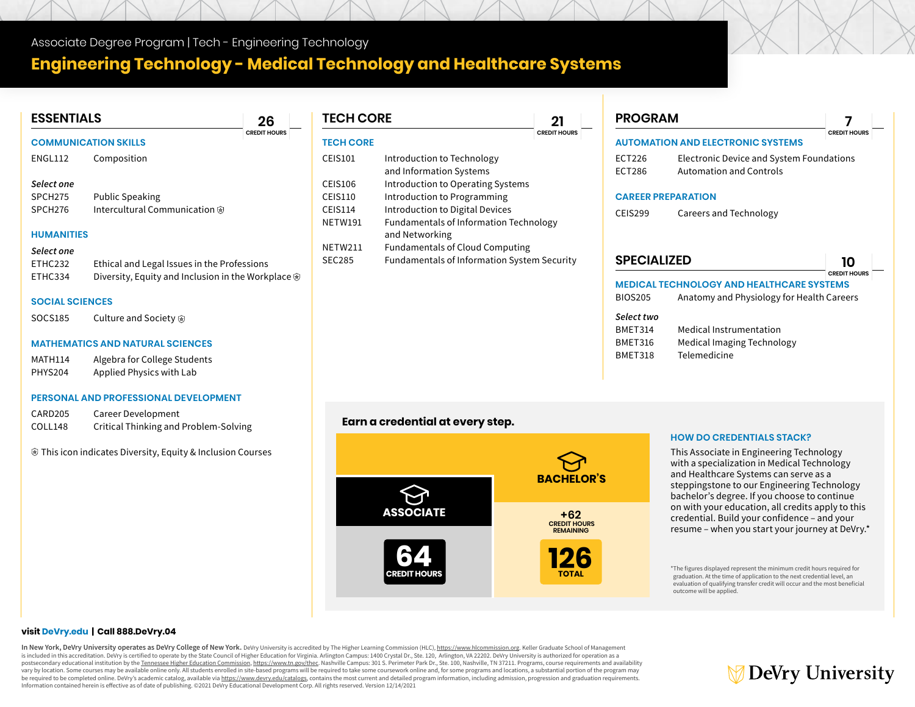Associate Degree Program | Tech - Engineering Technology

# Engineering Technology - Medical Technology and Healthcare Systems

## ESSENTIALS

**26** CREDIT HOURS

### COMMUNICATION SKILLS

| | |
|---|---|
| ENGL112 | Composition |

*Select one*

| | |
|---|---|
| SPCH275 | Public Speaking |
| SPCH276 | Intercultural Communication ⛉ |

### HUMANITIES

*Select one*

| | |
|---|---|
| ETHC232 | Ethical and Legal Issues in the Professions |
| ETHC334 | Diversity, Equity and Inclusion in the Workplace ⛉ |

### SOCIAL SCIENCES

| | |
|---|---|
| SOCS185 | Culture and Society ⛉ |

### MATHEMATICS AND NATURAL SCIENCES

| | |
|---|---|
| MATH114 | Algebra for College Students |
| PHYS204 | Applied Physics with Lab |

### PERSONAL AND PROFESSIONAL DEVELOPMENT

| | |
|---|---|
| CARD205 | Career Development |
| COLL148 | Critical Thinking and Problem-Solving |

⛉ This icon indicates Diversity, Equity & Inclusion Courses

## TECH CORE

**21** CREDIT HOURS

### TECH CORE

| | |
|---|---|
| CEIS101 | Introduction to Technology and Information Systems |
| CEIS106 | Introduction to Operating Systems |
| CEIS110 | Introduction to Programming |
| CEIS114 | Introduction to Digital Devices |
| NETW191 | Fundamentals of Information Technology and Networking |
| NETW211 | Fundamentals of Cloud Computing |
| SEC285 | Fundamentals of Information System Security |

## PROGRAM

**7** CREDIT HOURS

### AUTOMATION AND ELECTRONIC SYSTEMS

| | |
|---|---|
| ECT226 | Electronic Device and System Foundations |
| ECT286 | Automation and Controls |

### CAREER PREPARATION

| | |
|---|---|
| CEIS299 | Careers and Technology |

## SPECIALIZED

**10** CREDIT HOURS

### MEDICAL TECHNOLOGY AND HEALTHCARE SYSTEMS

| | |
|---|---|
| BIOS205 | Anatomy and Physiology for Health Careers |

*Select two*

| | |
|---|---|
| BMET314 | Medical Instrumentation |
| BMET316 | Medical Imaging Technology |
| BMET318 | Telemedicine |

## Earn a credential at every step.

ASSOCIATE

64 CREDIT HOURS

BACHELOR'S

+62 CREDIT HOURS REMAINING

126 TOTAL

### HOW DO CREDENTIALS STACK?

This Associate in Engineering Technology with a specialization in Medical Technology and Healthcare Systems can serve as a steppingstone to our Engineering Technology bachelor's degree. If you choose to continue on with your education, all credits apply to this credential. Build your confidence – and your resume – when you start your journey at DeVry.*

*The figures displayed represent the minimum credit hours required for graduation. At the time of application to the next credential level, an evaluation of qualifying transfer credit will occur and the most beneficial outcome will be applied.

**visit DeVry.edu | Call 888.DeVry.04**

**In New York, DeVry University operates as DeVry College of New York.** DeVry University is accredited by The Higher Learning Commission (HLC), https://www.hlcommission.org. Keller Graduate School of Management is included in this accreditation. DeVry is certified to operate by the State Council of Higher Education for Virginia. Arlington Campus: 1400 Crystal Dr., Ste. 120, Arlington, VA 22202. DeVry University is authorized for operation as a postsecondary educational institution by the Tennessee Higher Education Commission, https://www.tn.gov/thec. Nashville Campus: 301 S. Perimeter Park Dr., Ste. 100, Nashville, TN 37211. Programs, course requirements and availability vary by location. Some courses may be available online only. All students enrolled in site-based programs will be required to take some coursework online and, for some programs and locations, a substantial portion of the program may be required to be completed online. DeVry's academic catalog, available via https://www.devry.edu/catalogs, contains the most current and detailed program information, including admission, progression and graduation requirements. Information contained herein is effective as of date of publishing. ©2021 DeVry Educational Development Corp. All rights reserved. Version 12/14/2021

DeVry University